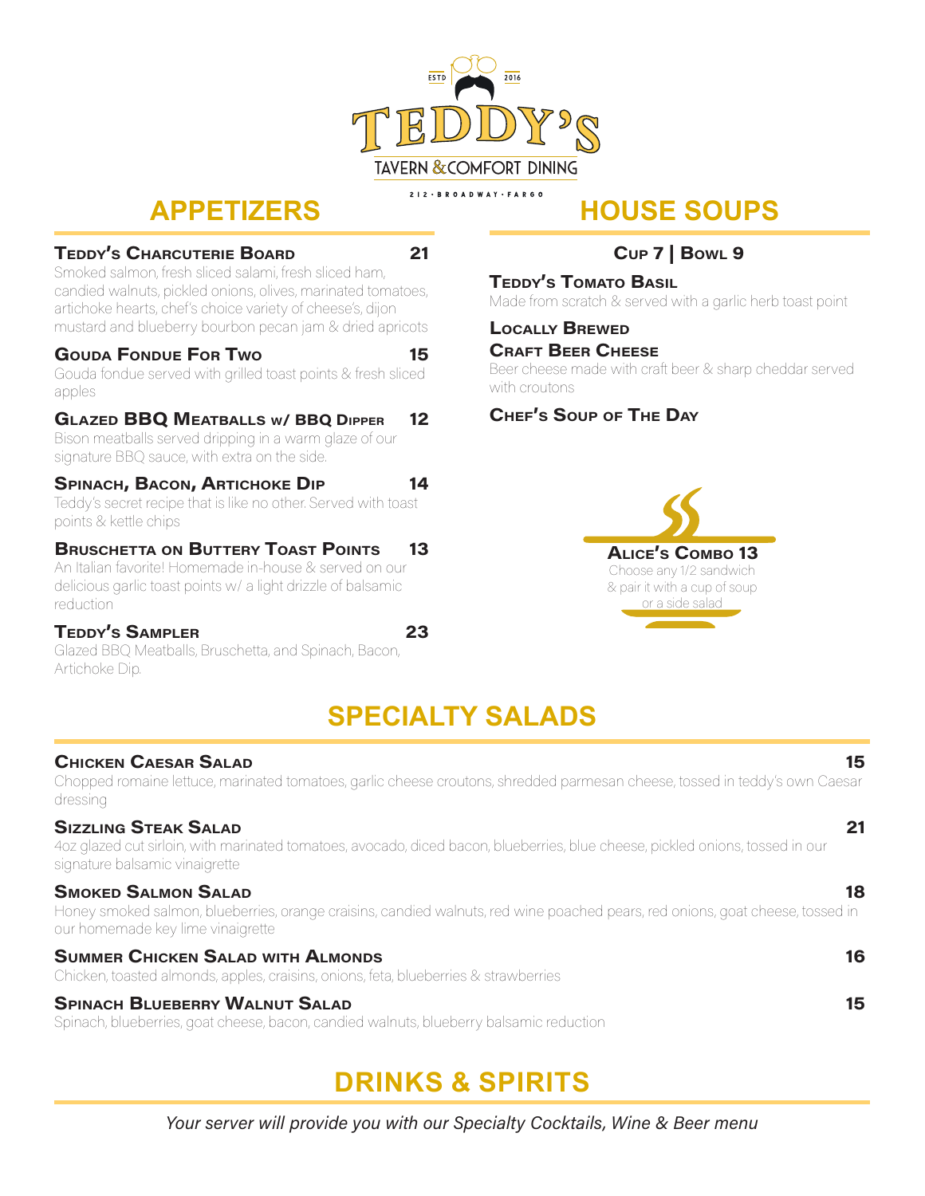# TEDDY'S

ESTD 2016

TAVERN & COMFORT DINING

212 • BROADWAY • FARGO

## APPETIZERS

**Teddy's Charcuterie Board** **21**
Smoked salmon, fresh sliced salami, fresh sliced ham, candied walnuts, pickled onions, olives, marinated tomatoes, artichoke hearts, chef's choice variety of cheese's, dijon mustard and blueberry bourbon pecan jam & dried apricots

**Gouda Fondue For Two** **15**
Gouda fondue served with grilled toast points & fresh sliced apples

**Glazed BBQ Meatballs w/ BBQ Dipper** **12**
Bison meatballs served dripping in a warm glaze of our signature BBQ sauce, with extra on the side.

**Spinach, Bacon, Artichoke Dip** **14**
Teddy's secret recipe that is like no other. Served with toast points & kettle chips

**Bruschetta on Buttery Toast Points** **13**
An Italian favorite! Homemade in-house & served on our delicious garlic toast points w/ a light drizzle of balsamic reduction

**Teddy's Sampler** **23**
Glazed BBQ Meatballs, Bruschetta, and Spinach, Bacon, Artichoke Dip.

## HOUSE SOUPS

**Cup 7 | Bowl 9**

**Teddy's Tomato Basil**
Made from scratch & served with a garlic herb toast point

**Locally Brewed Craft Beer Cheese**
Beer cheese made with craft beer & sharp cheddar served with croutons

**Chef's Soup of The Day**

**Alice's Combo 13**
Choose any 1/2 sandwich & pair it with a cup of soup or a side salad

## SPECIALTY SALADS

**Chicken Caesar Salad** **15**
Chopped romaine lettuce, marinated tomatoes, garlic cheese croutons, shredded parmesan cheese, tossed in teddy's own Caesar dressing

**Sizzling Steak Salad** **21**
4oz glazed cut sirloin, with marinated tomatoes, avocado, diced bacon, blueberries, blue cheese, pickled onions, tossed in our signature balsamic vinaigrette

**Smoked Salmon Salad** **18**
Honey smoked salmon, blueberries, orange craisins, candied walnuts, red wine poached pears, red onions, goat cheese, tossed in our homemade key lime vinaigrette

**Summer Chicken Salad with Almonds** **16**
Chicken, toasted almonds, apples, craisins, onions, feta, blueberries & strawberries

**Spinach Blueberry Walnut Salad** **15**
Spinach, blueberries, goat cheese, bacon, candied walnuts, blueberry balsamic reduction

## DRINKS & SPIRITS

*Your server will provide you with our Specialty Cocktails, Wine & Beer menu*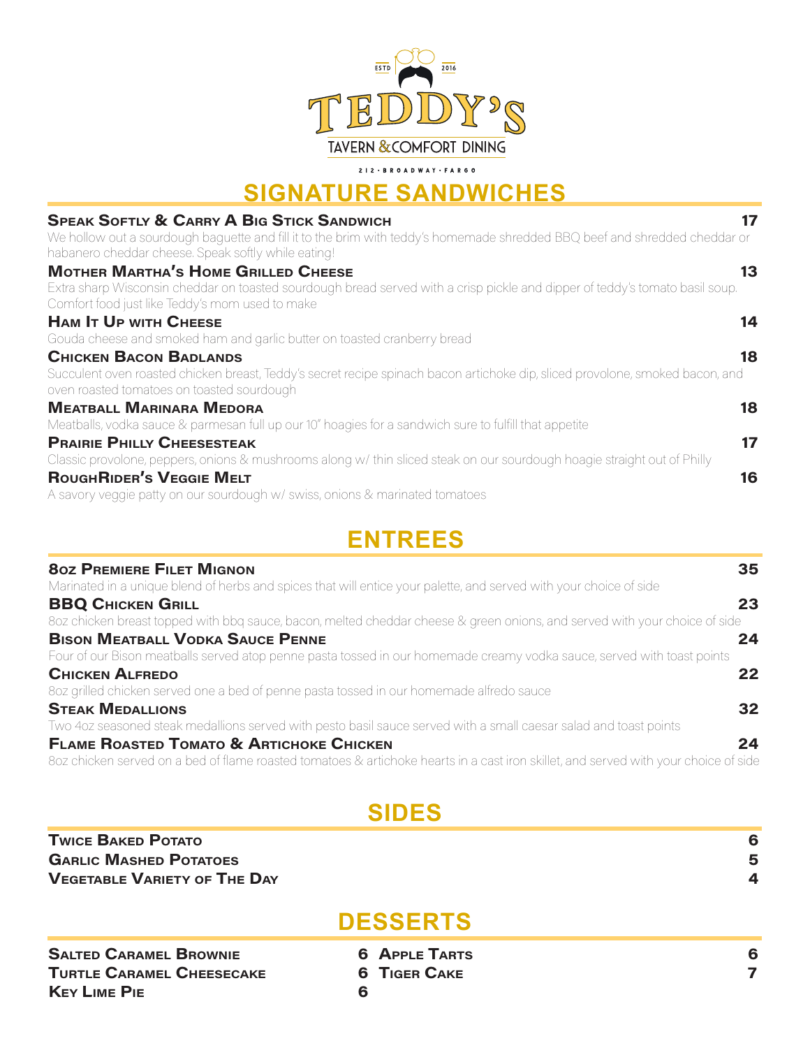# TEDDY'S

ESTD 2016

TAVERN & COMFORT DINING

212 · BROADWAY · FARGO

## SIGNATURE SANDWICHES

**Speak Softly & Carry A Big Stick Sandwich** **17**
We hollow out a sourdough baguette and fill it to the brim with teddy's homemade shredded BBQ beef and shredded cheddar or habanero cheddar cheese. Speak softly while eating!

**Mother Martha's Home Grilled Cheese** **13**
Extra sharp Wisconsin cheddar on toasted sourdough bread served with a crisp pickle and dipper of teddy's tomato basil soup. Comfort food just like Teddy's mom used to make

**Ham It Up with Cheese** **14**
Gouda cheese and smoked ham and garlic butter on toasted cranberry bread

**Chicken Bacon Badlands** **18**
Succulent oven roasted chicken breast, Teddy's secret recipe spinach bacon artichoke dip, sliced provolone, smoked bacon, and oven roasted tomatoes on toasted sourdough

**Meatball Marinara Medora** **18**
Meatballs, vodka sauce & parmesan full up our 10" hoagies for a sandwich sure to fulfill that appetite

**Prairie Philly Cheesesteak** **17**
Classic provolone, peppers, onions & mushrooms along w/ thin sliced steak on our sourdough hoagie straight out of Philly

**RoughRider's Veggie Melt** **16**
A savory veggie patty on our sourdough w/ swiss, onions & marinated tomatoes

## ENTREES

**8oz Premiere Filet Mignon** **35**
Marinated in a unique blend of herbs and spices that will entice your palette, and served with your choice of side

**BBQ Chicken Grill** **23**
8oz chicken breast topped with bbq sauce, bacon, melted cheddar cheese & green onions, and served with your choice of side

**Bison Meatball Vodka Sauce Penne** **24**
Four of our Bison meatballs served atop penne pasta tossed in our homemade creamy vodka sauce, served with toast points

**Chicken Alfredo** **22**
8oz grilled chicken served one a bed of penne pasta tossed in our homemade alfredo sauce

**Steak Medallions** **32**
Two 4oz seasoned steak medallions served with pesto basil sauce served with a small caesar salad and toast points

**Flame Roasted Tomato & Artichoke Chicken** **24**
8oz chicken served on a bed of flame roasted tomatoes & artichoke hearts in a cast iron skillet, and served with your choice of side

## SIDES

**Twice Baked Potato** **6**
**Garlic Mashed Potatoes** **5**
**Vegetable Variety of The Day** **4**

## DESSERTS

**Salted Caramel Brownie** **6**
**Turtle Caramel Cheesecake** **6**
**Key Lime Pie** **6**
**Apple Tarts** **6**
**Tiger Cake** **7**